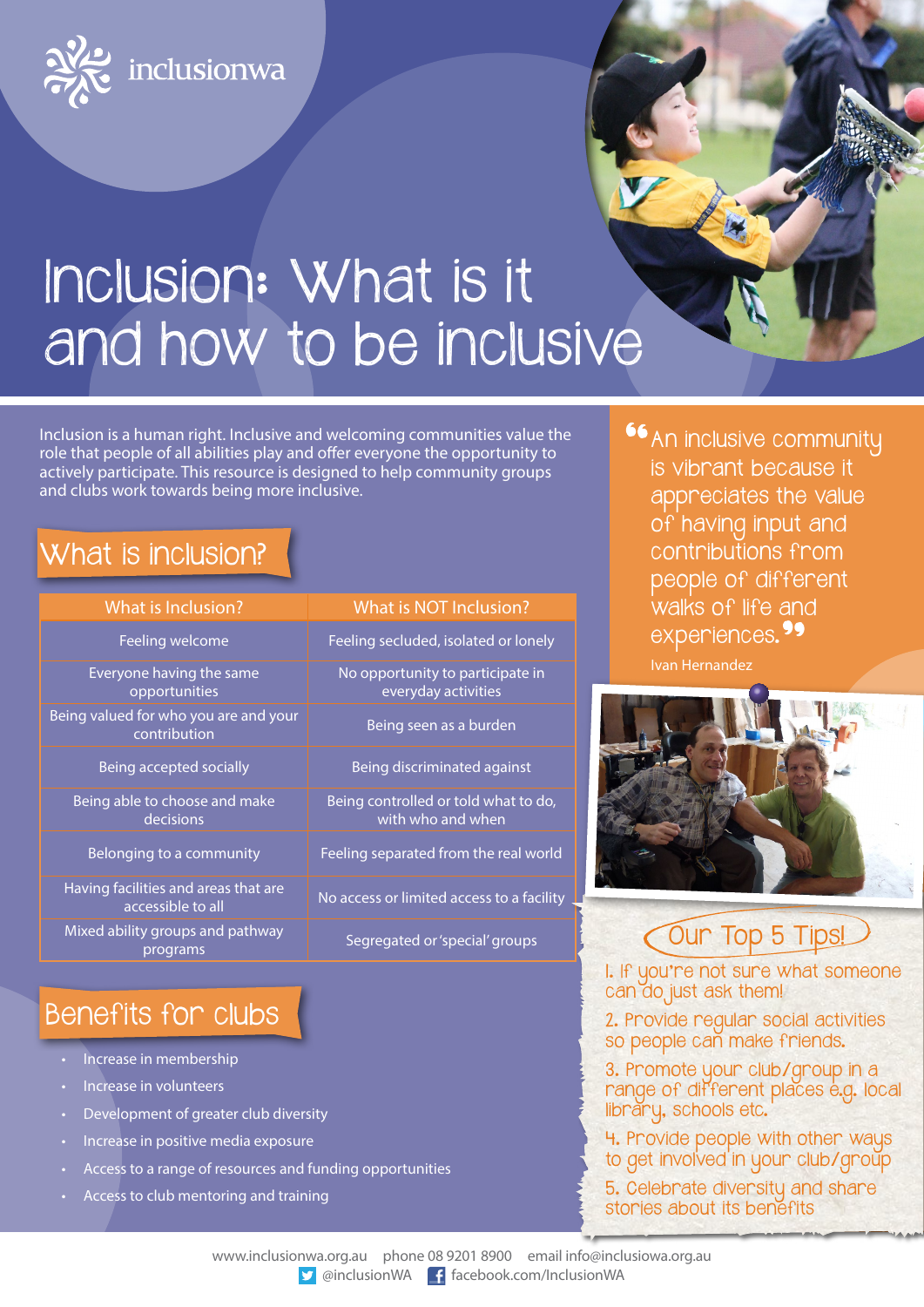inclusionwa

# Inclusion: What is it and how to be inclusive

Inclusion is a human right. Inclusive and welcoming communities value the role that people of all abilities play and offer everyone the opportunity to actively participate. This resource is designed to help community groups and clubs work towards being more inclusive.

## What is inclusion?

| What is Inclusion? | What is NOT Inclusion? |
|---|---|
| Feeling welcome | Feeling secluded, isolated or lonely |
| Everyone having the same opportunities | No opportunity to participate in everyday activities |
| Being valued for who you are and your contribution | Being seen as a burden |
| Being accepted socially | Being discriminated against |
| Being able to choose and make decisions | Being controlled or told what to do, with who and when |
| Belonging to a community | Feeling separated from the real world |
| Having facilities and areas that are accessible to all | No access or limited access to a facility |
| Mixed ability groups and pathway programs | Segregated or 'special' groups |

## Benefits for clubs

- Increase in membership
- Increase in volunteers
- Development of greater club diversity
- Increase in positive media exposure
- Access to a range of resources and funding opportunities
- Access to club mentoring and training

> "An inclusive community is vibrant because it appreciates the value of having input and contributions from people of different walks of life and experiences."
>
> Ivan Hernandez

## Our Top 5 Tips!

1. If you're not sure what someone can do just ask them!
2. Provide regular social activities so people can make friends.
3. Promote your club/group in a range of different places e.g. local library, schools etc.
4. Provide people with other ways to get involved in your club/group
5. Celebrate diversity and share stories about its benefits

www.inclusionwa.org.au phone 08 9201 8900 email info@inclusiowa.org.au
@inclusionWA facebook.com/InclusionWA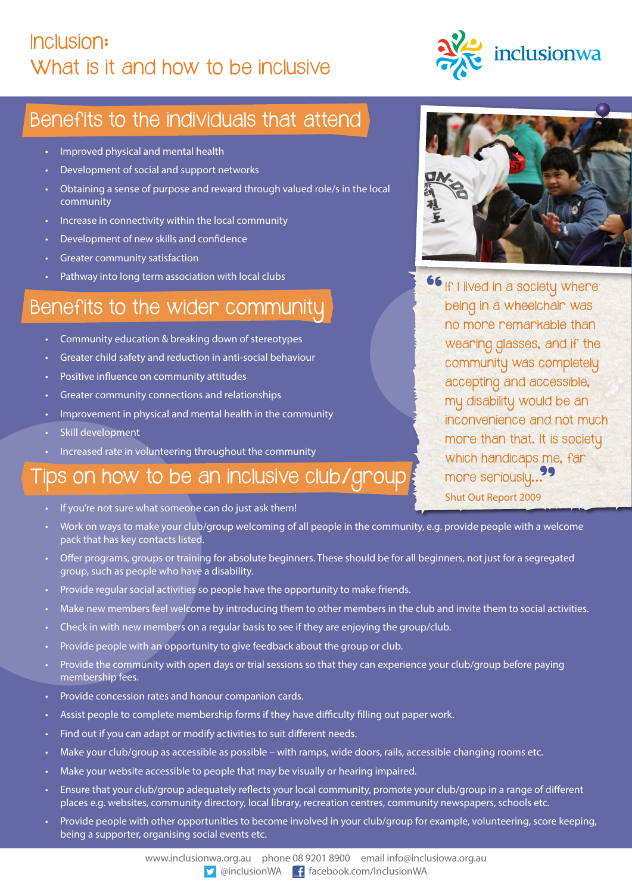# Inclusion: What is it and how to be inclusive

inclusionwa

## Benefits to the individuals that attend

- Improved physical and mental health
- Development of social and support networks
- Obtaining a sense of purpose and reward through valued role/s in the local community
- Increase in connectivity within the local community
- Development of new skills and confidence
- Greater community satisfaction
- Pathway into long term association with local clubs

## Benefits to the wider community

- Community education & breaking down of stereotypes
- Greater child safety and reduction in anti-social behaviour
- Positive influence on community attitudes
- Greater community connections and relationships
- Improvement in physical and mental health in the community
- Skill development
- Increased rate in volunteering throughout the community

> "If I lived in a society where being in a wheelchair was no more remarkable than wearing glasses, and if the community was completely accepting and accessible, my disability would be an inconvenience and not much more than that. It is society which handicaps me, far more seriously..."
>
> Shut Out Report 2009

## Tips on how to be an inclusive club/group

- If you're not sure what someone can do just ask them!
- Work on ways to make your club/group welcoming of all people in the community, e.g. provide people with a welcome pack that has key contacts listed.
- Offer programs, groups or training for absolute beginners. These should be for all beginners, not just for a segregated group, such as people who have a disability.
- Provide regular social activities so people have the opportunity to make friends.
- Make new members feel welcome by introducing them to other members in the club and invite them to social activities.
- Check in with new members on a regular basis to see if they are enjoying the group/club.
- Provide people with an opportunity to give feedback about the group or club.
- Provide the community with open days or trial sessions so that they can experience your club/group before paying membership fees.
- Provide concession rates and honour companion cards.
- Assist people to complete membership forms if they have difficulty filling out paper work.
- Find out if you can adapt or modify activities to suit different needs.
- Make your club/group as accessible as possible – with ramps, wide doors, rails, accessible changing rooms etc.
- Make your website accessible to people that may be visually or hearing impaired.
- Ensure that your club/group adequately reflects your local community, promote your club/group in a range of different places e.g. websites, community directory, local library, recreation centres, community newspapers, schools etc.
- Provide people with other opportunities to become involved in your club/group for example, volunteering, score keeping, being a supporter, organising social events etc.

www.inclusionwa.org.au phone 08 9201 8900 email info@inclusiowa.org.au
@inclusionWA facebook.com/InclusionWA